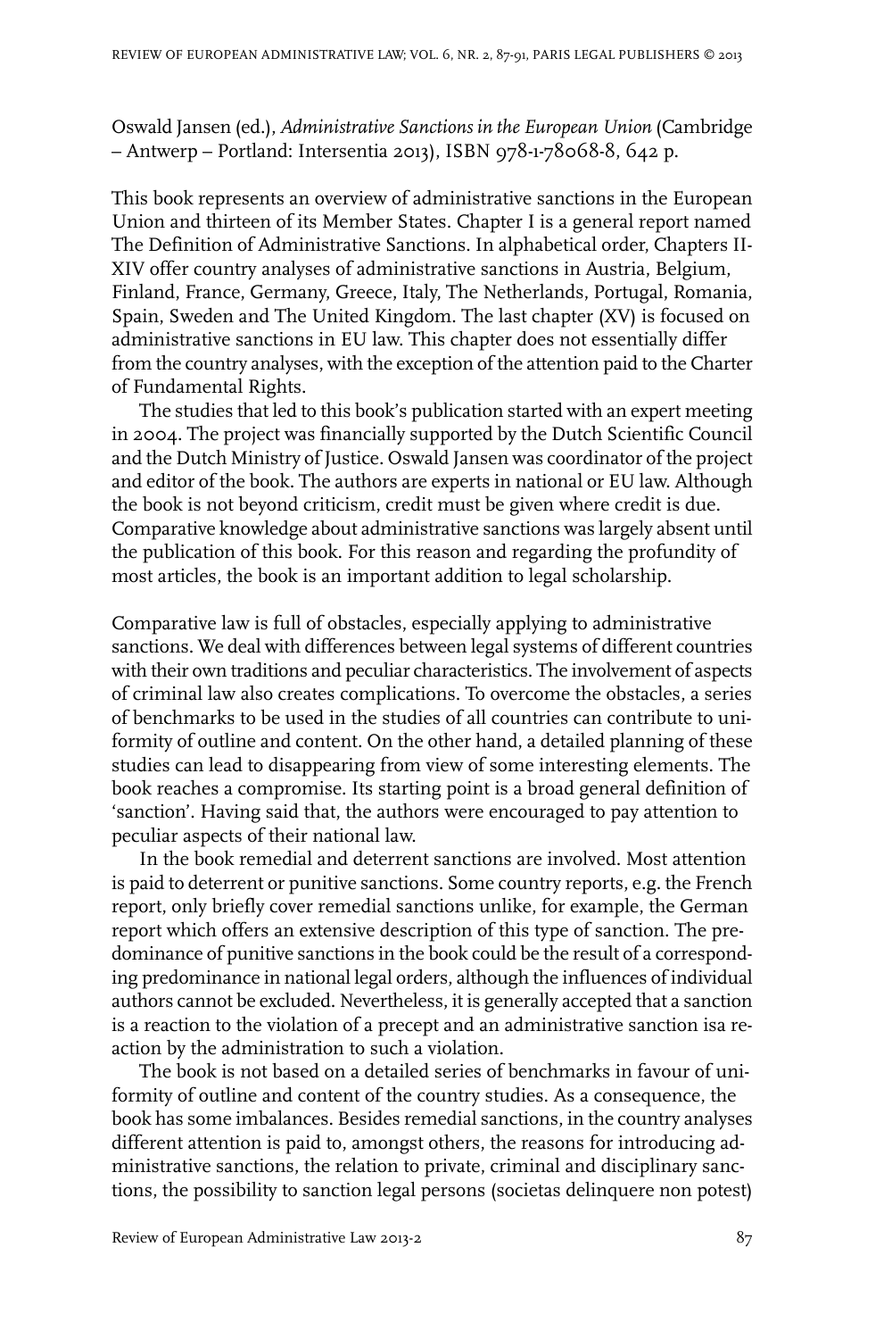Oswald Jansen (ed.), *Administrative Sanctions in the European Union* (Cambridge – Antwerp – Portland: Intersentia 2013), ISBN 978-1-78068-8, 642 p.

This book represents an overview of administrative sanctions in the European Union and thirteen of its Member States. Chapter I is a general report named The Definition of Administrative Sanctions. In alphabetical order, Chapters II-XIV offer country analyses of administrative sanctions in Austria, Belgium, Finland, France, Germany, Greece, Italy, The Netherlands, Portugal, Romania, Spain, Sweden and The United Kingdom. The last chapter (XV) is focused on administrative sanctions in EU law. This chapter does not essentially differ from the country analyses, with the exception of the attention paid to the Charter of Fundamental Rights.

The studies that led to this book's publication started with an expert meeting in 2004. The project was financially supported by the Dutch Scientific Council and the Dutch Ministry of Justice. Oswald Jansen was coordinator of the project and editor of the book. The authors are experts in national or EU law. Although the book is not beyond criticism, credit must be given where credit is due. Comparative knowledge about administrative sanctions was largely absent until the publication of this book. For this reason and regarding the profundity of most articles, the book is an important addition to legal scholarship.

Comparative law is full of obstacles, especially applying to administrative sanctions. We deal with differences between legal systems of different countries with their own traditions and peculiar characteristics. The involvement of aspects of criminal law also creates complications. To overcome the obstacles, a series of benchmarks to be used in the studies of all countries can contribute to uniformity of outline and content. On the other hand, a detailed planning of these studies can lead to disappearing from view of some interesting elements. The book reaches a compromise. Its starting point is a broad general definition of 'sanction'. Having said that, the authors were encouraged to pay attention to peculiar aspects of their national law.

In the book remedial and deterrent sanctions are involved. Most attention is paid to deterrent or punitive sanctions. Some country reports, e.g. the French report, only briefly cover remedial sanctions unlike, for example, the German report which offers an extensive description of this type of sanction. The predominance of punitive sanctions in the book could be the result of a corresponding predominance in national legal orders, although the influences of individual authors cannot be excluded. Nevertheless, it is generally accepted that a sanction is a reaction to the violation of a precept and an administrative sanction isa reaction by the administration to such a violation.

The book is not based on a detailed series of benchmarks in favour of uniformity of outline and content of the country studies. As a consequence, the book has some imbalances. Besides remedial sanctions, in the country analyses different attention is paid to, amongst others, the reasons for introducing administrative sanctions, the relation to private, criminal and disciplinary sanctions, the possibility to sanction legal persons (societas delinquere non potest)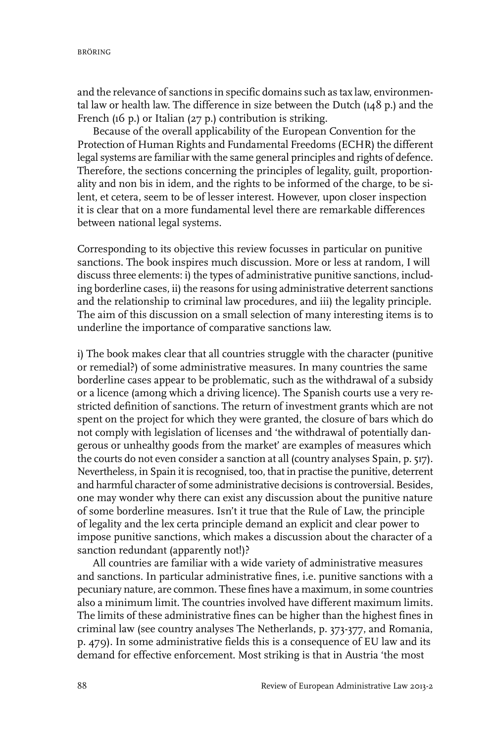and the relevance of sanctions in specific domains such as tax law, environmental law or health law. The difference in size between the Dutch (148 p.) and the French (16 p.) or Italian (27 p.) contribution is striking.

Because of the overall applicability of the European Convention for the Protection of Human Rights and Fundamental Freedoms (ECHR) the different legal systems are familiar with the same general principles and rights of defence. Therefore, the sections concerning the principles of legality, guilt, proportionality and non bis in idem, and the rights to be informed of the charge, to be silent, et cetera, seem to be of lesser interest. However, upon closer inspection it is clear that on a more fundamental level there are remarkable differences between national legal systems.

Corresponding to its objective this review focusses in particular on punitive sanctions. The book inspires much discussion. More or less at random, I will discuss three elements: i) the types of administrative punitive sanctions, including borderline cases, ii) the reasons for using administrative deterrent sanctions and the relationship to criminal law procedures, and iii) the legality principle. The aim of this discussion on a small selection of many interesting items is to underline the importance of comparative sanctions law.

i) The book makes clear that all countries struggle with the character (punitive or remedial?) of some administrative measures. In many countries the same borderline cases appear to be problematic, such as the withdrawal of a subsidy or a licence (among which a driving licence). The Spanish courts use a very restricted definition of sanctions. The return of investment grants which are not spent on the project for which they were granted, the closure of bars which do not comply with legislation of licenses and 'the withdrawal of potentially dangerous or unhealthy goods from the market' are examples of measures which the courts do not even consider a sanction at all (country analyses Spain, p. 517). Nevertheless, in Spain it is recognised, too, that in practise the punitive, deterrent and harmful character of some administrative decisions is controversial. Besides, one may wonder why there can exist any discussion about the punitive nature of some borderline measures. Isn't it true that the Rule of Law, the principle of legality and the lex certa principle demand an explicit and clear power to impose punitive sanctions, which makes a discussion about the character of a sanction redundant (apparently not!)?

All countries are familiar with a wide variety of administrative measures and sanctions. In particular administrative fines, i.e. punitive sanctions with a pecuniary nature, are common. These fines have a maximum, in some countries also a minimum limit. The countries involved have different maximum limits. The limits of these administrative fines can be higher than the highest fines in criminal law (see country analyses The Netherlands, p. 373-377, and Romania, p. 479). In some administrative fields this is a consequence of EU law and its demand for effective enforcement. Most striking is that in Austria 'the most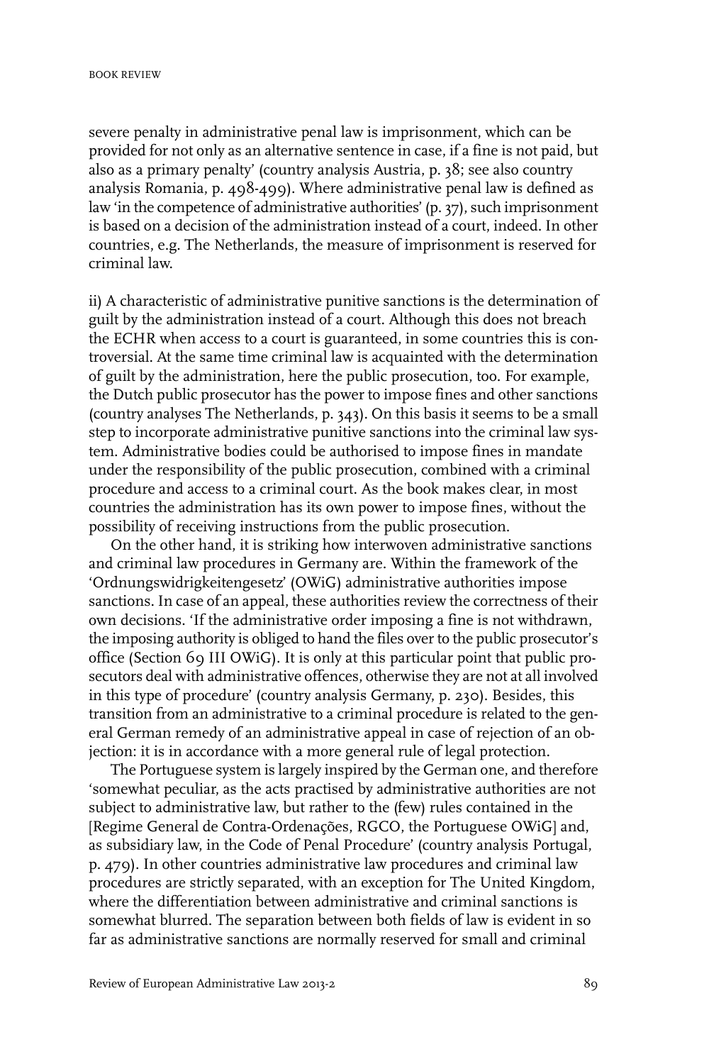severe penalty in administrative penal law is imprisonment, which can be provided for not only as an alternative sentence in case, if a fine is not paid, but also as a primary penalty' (country analysis Austria, p. 38; see also country analysis Romania, p. 498-499). Where administrative penal law is defined as law 'in the competence of administrative authorities' (p. 37), such imprisonment is based on a decision of the administration instead of a court, indeed. In other countries, e.g. The Netherlands, the measure of imprisonment is reserved for criminal law.

ii) A characteristic of administrative punitive sanctions is the determination of guilt by the administration instead of a court. Although this does not breach the ECHR when access to a court is guaranteed, in some countries this is controversial. At the same time criminal law is acquainted with the determination of guilt by the administration, here the public prosecution, too. For example, the Dutch public prosecutor has the power to impose fines and other sanctions (country analyses The Netherlands, p. 343). On this basis it seems to be a small step to incorporate administrative punitive sanctions into the criminal law system. Administrative bodies could be authorised to impose fines in mandate under the responsibility of the public prosecution, combined with a criminal procedure and access to a criminal court. As the book makes clear, in most countries the administration has its own power to impose fines, without the possibility of receiving instructions from the public prosecution.

On the other hand, it is striking how interwoven administrative sanctions and criminal law procedures in Germany are. Within the framework of the 'Ordnungswidrigkeitengesetz' (OWiG) administrative authorities impose sanctions. In case of an appeal, these authorities review the correctness of their own decisions. 'If the administrative order imposing a fine is not withdrawn, the imposing authority is obliged to hand the files over to the public prosecutor's office (Section 69 III OWiG). It is only at this particular point that public prosecutors deal with administrative offences, otherwise they are not at all involved in this type of procedure' (country analysis Germany, p. 230). Besides, this transition from an administrative to a criminal procedure is related to the general German remedy of an administrative appeal in case of rejection of an objection: it is in accordance with a more general rule of legal protection.

The Portuguese system is largely inspired by the German one, and therefore 'somewhat peculiar, as the acts practised by administrative authorities are not subject to administrative law, but rather to the (few) rules contained in the [Regime General de Contra-Ordenações, RGCO, the Portuguese OWiG] and, as subsidiary law, in the Code of Penal Procedure' (country analysis Portugal, p. 479). In other countries administrative law procedures and criminal law procedures are strictly separated, with an exception for The United Kingdom, where the differentiation between administrative and criminal sanctions is somewhat blurred. The separation between both fields of law is evident in so far as administrative sanctions are normally reserved for small and criminal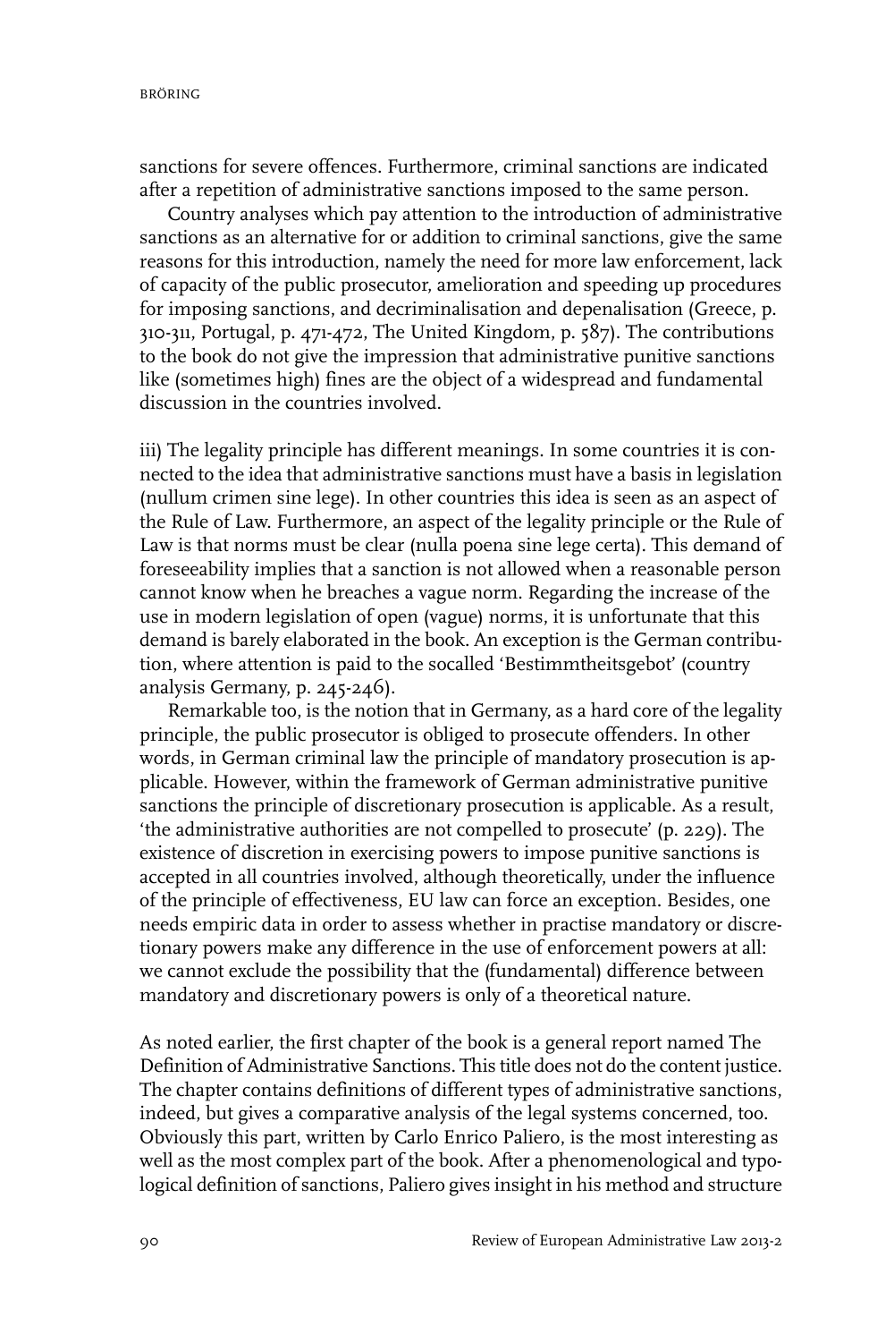sanctions for severe offences. Furthermore, criminal sanctions are indicated after a repetition of administrative sanctions imposed to the same person.

Country analyses which pay attention to the introduction of administrative sanctions as an alternative for or addition to criminal sanctions, give the same reasons for this introduction, namely the need for more law enforcement, lack of capacity of the public prosecutor, amelioration and speeding up procedures for imposing sanctions, and decriminalisation and depenalisation (Greece, p. 310-311, Portugal, p. 471-472, The United Kingdom, p. 587). The contributions to the book do not give the impression that administrative punitive sanctions like (sometimes high) fines are the object of a widespread and fundamental discussion in the countries involved.

iii) The legality principle has different meanings. In some countries it is connected to the idea that administrative sanctions must have a basis in legislation (nullum crimen sine lege). In other countries this idea is seen as an aspect of the Rule of Law. Furthermore, an aspect of the legality principle or the Rule of Law is that norms must be clear (nulla poena sine lege certa). This demand of foreseeability implies that a sanction is not allowed when a reasonable person cannot know when he breaches a vague norm. Regarding the increase of the use in modern legislation of open (vague) norms, it is unfortunate that this demand is barely elaborated in the book. An exception is the German contribution, where attention is paid to the socalled 'Bestimmtheitsgebot' (country analysis Germany, p. 245-246).

Remarkable too, is the notion that in Germany, as a hard core of the legality principle, the public prosecutor is obliged to prosecute offenders. In other words, in German criminal law the principle of mandatory prosecution is applicable. However, within the framework of German administrative punitive sanctions the principle of discretionary prosecution is applicable. As a result, 'the administrative authorities are not compelled to prosecute' (p. 229). The existence of discretion in exercising powers to impose punitive sanctions is accepted in all countries involved, although theoretically, under the influence of the principle of effectiveness, EU law can force an exception. Besides, one needs empiric data in order to assess whether in practise mandatory or discretionary powers make any difference in the use of enforcement powers at all: we cannot exclude the possibility that the (fundamental) difference between mandatory and discretionary powers is only of a theoretical nature.

As noted earlier, the first chapter of the book is a general report named The Definition of Administrative Sanctions. This title does not do the content justice. The chapter contains definitions of different types of administrative sanctions, indeed, but gives a comparative analysis of the legal systems concerned, too. Obviously this part, written by Carlo Enrico Paliero, is the most interesting as well as the most complex part of the book. After a phenomenological and typological definition of sanctions, Paliero gives insight in his method and structure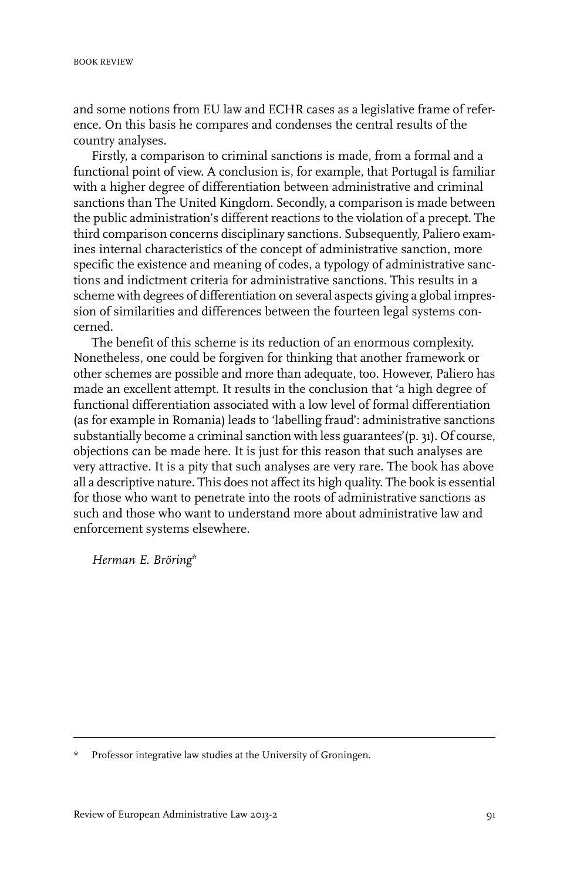and some notions from EU law and ECHR cases as a legislative frame of reference. On this basis he compares and condenses the central results of the country analyses.

Firstly, a comparison to criminal sanctions is made, from a formal and a functional point of view. A conclusion is, for example, that Portugal is familiar with a higher degree of differentiation between administrative and criminal sanctions than The United Kingdom. Secondly, a comparison is made between the public administration's different reactions to the violation of a precept. The third comparison concerns disciplinary sanctions. Subsequently, Paliero examines internal characteristics of the concept of administrative sanction, more specific the existence and meaning of codes, a typology of administrative sanctions and indictment criteria for administrative sanctions. This results in a scheme with degrees of differentiation on several aspects giving a global impression of similarities and differences between the fourteen legal systems concerned.

The benefit of this scheme is its reduction of an enormous complexity. Nonetheless, one could be forgiven for thinking that another framework or other schemes are possible and more than adequate, too. However, Paliero has made an excellent attempt. It results in the conclusion that 'a high degree of functional differentiation associated with a low level of formal differentiation (as for example in Romania) leads to 'labelling fraud': administrative sanctions substantially become a criminal sanction with less guarantees'(p. 31). Of course, objections can be made here. It is just for this reason that such analyses are very attractive. It is a pity that such analyses are very rare. The book has above all a descriptive nature. This does not affect its high quality. The book is essential for those who want to penetrate into the roots of administrative sanctions as such and those who want to understand more about administrative law and enforcement systems elsewhere.

*Herman E. Bröring*[*]

---

[*] Professor integrative law studies at the University of Groningen.